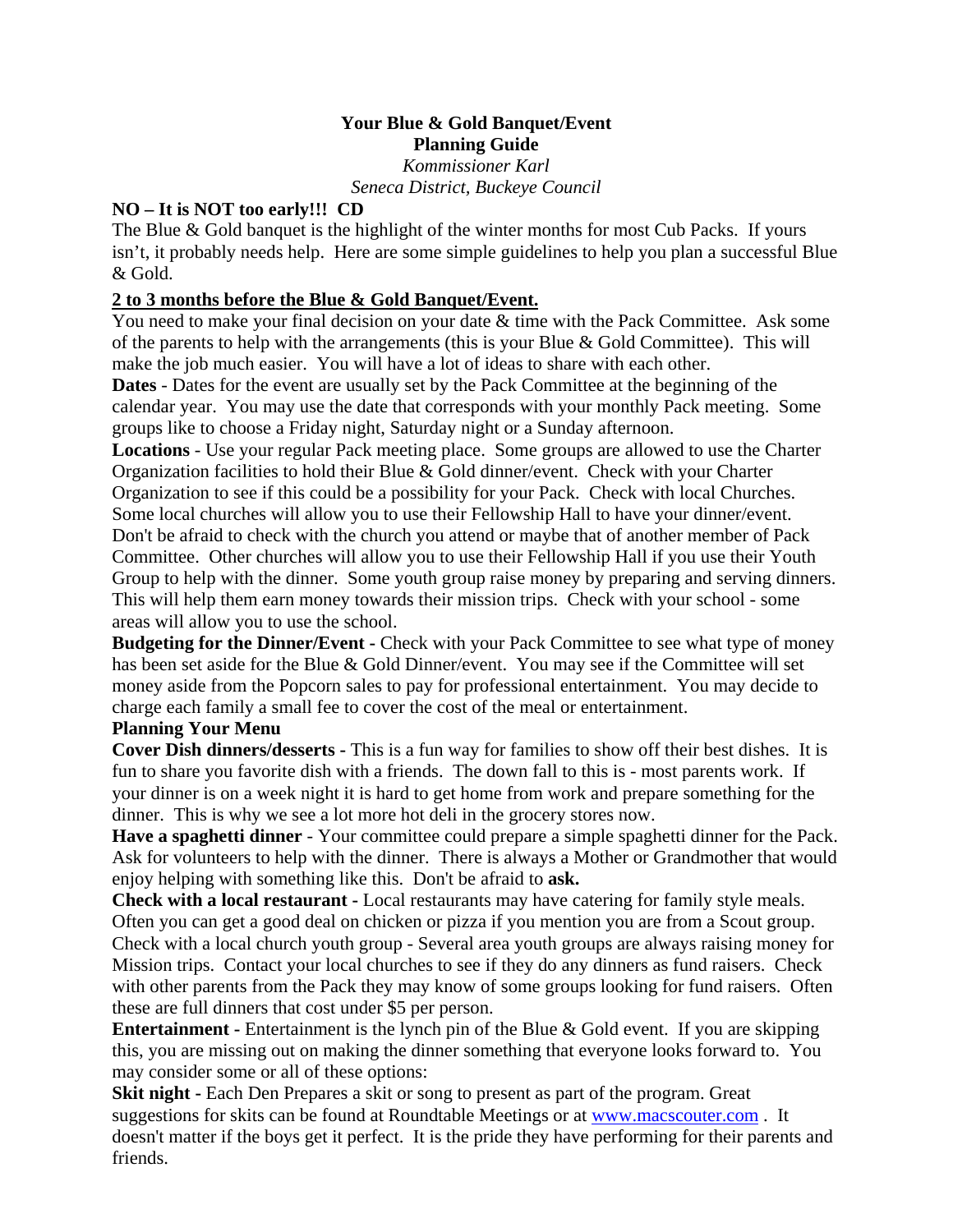# Your Blue & Gold Banquet/Event
# Planning Guide

*Kommissioner Karl*
*Seneca District, Buckeye Council*

**NO – It is NOT too early!!! CD**

The Blue & Gold banquet is the highlight of the winter months for most Cub Packs. If yours isn't, it probably needs help. Here are some simple guidelines to help you plan a successful Blue & Gold.

**2 to 3 months before the Blue & Gold Banquet/Event.**

You need to make your final decision on your date & time with the Pack Committee. Ask some of the parents to help with the arrangements (this is your Blue & Gold Committee). This will make the job much easier. You will have a lot of ideas to share with each other.

**Dates** - Dates for the event are usually set by the Pack Committee at the beginning of the calendar year. You may use the date that corresponds with your monthly Pack meeting. Some groups like to choose a Friday night, Saturday night or a Sunday afternoon.

**Locations** - Use your regular Pack meeting place. Some groups are allowed to use the Charter Organization facilities to hold their Blue & Gold dinner/event. Check with your Charter Organization to see if this could be a possibility for your Pack. Check with local Churches. Some local churches will allow you to use their Fellowship Hall to have your dinner/event. Don't be afraid to check with the church you attend or maybe that of another member of Pack Committee. Other churches will allow you to use their Fellowship Hall if you use their Youth Group to help with the dinner. Some youth group raise money by preparing and serving dinners. This will help them earn money towards their mission trips. Check with your school - some areas will allow you to use the school.

**Budgeting for the Dinner/Event -** Check with your Pack Committee to see what type of money has been set aside for the Blue & Gold Dinner/event. You may see if the Committee will set money aside from the Popcorn sales to pay for professional entertainment. You may decide to charge each family a small fee to cover the cost of the meal or entertainment.

**Planning Your Menu**

**Cover Dish dinners/desserts -** This is a fun way for families to show off their best dishes. It is fun to share you favorite dish with a friends. The down fall to this is - most parents work. If your dinner is on a week night it is hard to get home from work and prepare something for the dinner. This is why we see a lot more hot deli in the grocery stores now.

**Have a spaghetti dinner** - Your committee could prepare a simple spaghetti dinner for the Pack. Ask for volunteers to help with the dinner. There is always a Mother or Grandmother that would enjoy helping with something like this. Don't be afraid to **ask.**

**Check with a local restaurant -** Local restaurants may have catering for family style meals. Often you can get a good deal on chicken or pizza if you mention you are from a Scout group. Check with a local church youth group - Several area youth groups are always raising money for Mission trips. Contact your local churches to see if they do any dinners as fund raisers. Check with other parents from the Pack they may know of some groups looking for fund raisers. Often these are full dinners that cost under $5 per person.

**Entertainment -** Entertainment is the lynch pin of the Blue & Gold event. If you are skipping this, you are missing out on making the dinner something that everyone looks forward to. You may consider some or all of these options:

**Skit night -** Each Den Prepares a skit or song to present as part of the program. Great suggestions for skits can be found at Roundtable Meetings or at www.macscouter.com . It doesn't matter if the boys get it perfect. It is the pride they have performing for their parents and friends.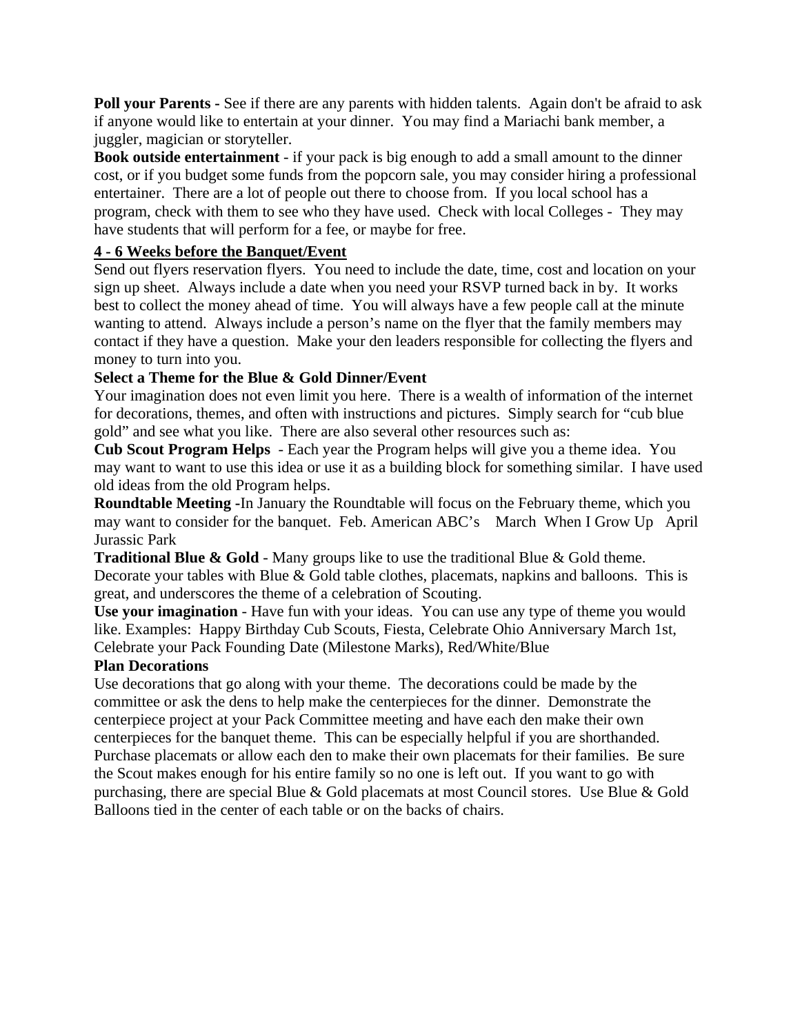**Poll your Parents -** See if there are any parents with hidden talents. Again don't be afraid to ask if anyone would like to entertain at your dinner. You may find a Mariachi bank member, a juggler, magician or storyteller.

**Book outside entertainment** - if your pack is big enough to add a small amount to the dinner cost, or if you budget some funds from the popcorn sale, you may consider hiring a professional entertainer. There are a lot of people out there to choose from. If you local school has a program, check with them to see who they have used. Check with local Colleges - They may have students that will perform for a fee, or maybe for free.

**4 - 6 Weeks before the Banquet/Event**

Send out flyers reservation flyers. You need to include the date, time, cost and location on your sign up sheet. Always include a date when you need your RSVP turned back in by. It works best to collect the money ahead of time. You will always have a few people call at the minute wanting to attend. Always include a person's name on the flyer that the family members may contact if they have a question. Make your den leaders responsible for collecting the flyers and money to turn into you.

**Select a Theme for the Blue & Gold Dinner/Event**

Your imagination does not even limit you here. There is a wealth of information of the internet for decorations, themes, and often with instructions and pictures. Simply search for "cub blue gold" and see what you like. There are also several other resources such as:

**Cub Scout Program Helps** - Each year the Program helps will give you a theme idea. You may want to want to use this idea or use it as a building block for something similar. I have used old ideas from the old Program helps.

**Roundtable Meeting -**In January the Roundtable will focus on the February theme, which you may want to consider for the banquet. Feb. American ABC's March When I Grow Up April Jurassic Park

**Traditional Blue & Gold** - Many groups like to use the traditional Blue & Gold theme. Decorate your tables with Blue & Gold table clothes, placemats, napkins and balloons. This is great, and underscores the theme of a celebration of Scouting.

**Use your imagination** - Have fun with your ideas. You can use any type of theme you would like. Examples: Happy Birthday Cub Scouts, Fiesta, Celebrate Ohio Anniversary March 1st, Celebrate your Pack Founding Date (Milestone Marks), Red/White/Blue

**Plan Decorations**

Use decorations that go along with your theme. The decorations could be made by the committee or ask the dens to help make the centerpieces for the dinner. Demonstrate the centerpiece project at your Pack Committee meeting and have each den make their own centerpieces for the banquet theme. This can be especially helpful if you are shorthanded. Purchase placemats or allow each den to make their own placemats for their families. Be sure the Scout makes enough for his entire family so no one is left out. If you want to go with purchasing, there are special Blue & Gold placemats at most Council stores. Use Blue & Gold Balloons tied in the center of each table or on the backs of chairs.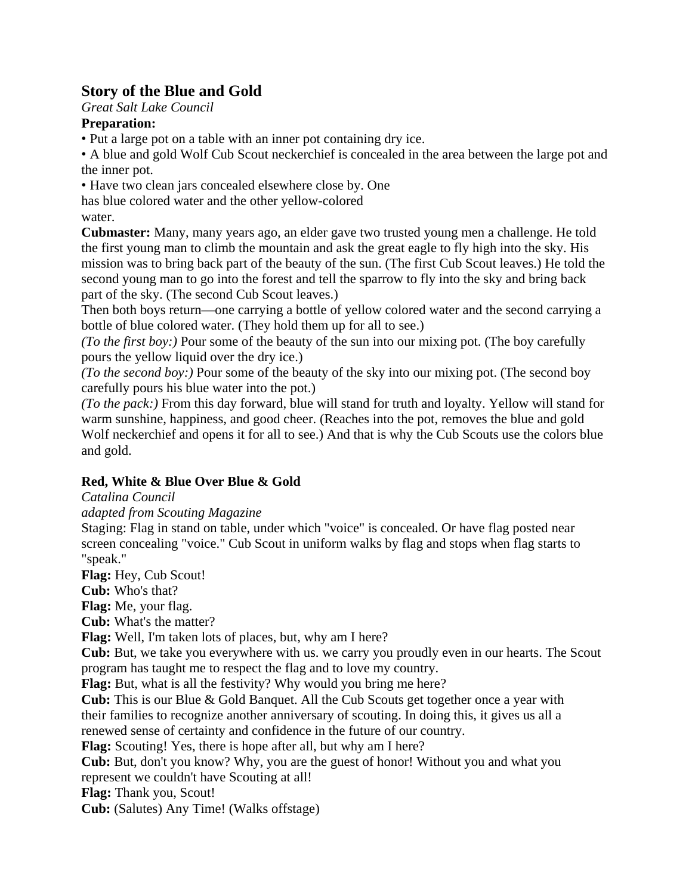## Story of the Blue and Gold

*Great Salt Lake Council*

**Preparation:**

- Put a large pot on a table with an inner pot containing dry ice.
- A blue and gold Wolf Cub Scout neckerchief is concealed in the area between the large pot and the inner pot.
- Have two clean jars concealed elsewhere close by. One has blue colored water and the other yellow-colored water.

**Cubmaster:** Many, many years ago, an elder gave two trusted young men a challenge. He told the first young man to climb the mountain and ask the great eagle to fly high into the sky. His mission was to bring back part of the beauty of the sun. (The first Cub Scout leaves.) He told the second young man to go into the forest and tell the sparrow to fly into the sky and bring back part of the sky. (The second Cub Scout leaves.)

Then both boys return—one carrying a bottle of yellow colored water and the second carrying a bottle of blue colored water. (They hold them up for all to see.)

*(To the first boy:)* Pour some of the beauty of the sun into our mixing pot. (The boy carefully pours the yellow liquid over the dry ice.)

*(To the second boy:)* Pour some of the beauty of the sky into our mixing pot. (The second boy carefully pours his blue water into the pot.)

*(To the pack:)* From this day forward, blue will stand for truth and loyalty. Yellow will stand for warm sunshine, happiness, and good cheer. (Reaches into the pot, removes the blue and gold Wolf neckerchief and opens it for all to see.) And that is why the Cub Scouts use the colors blue and gold.

## Red, White & Blue Over Blue & Gold

*Catalina Council*

*adapted from Scouting Magazine*

Staging: Flag in stand on table, under which "voice" is concealed. Or have flag posted near screen concealing "voice." Cub Scout in uniform walks by flag and stops when flag starts to "speak."

**Flag:** Hey, Cub Scout!

**Cub:** Who's that?

**Flag:** Me, your flag.

**Cub:** What's the matter?

**Flag:** Well, I'm taken lots of places, but, why am I here?

**Cub:** But, we take you everywhere with us. we carry you proudly even in our hearts. The Scout program has taught me to respect the flag and to love my country.

**Flag:** But, what is all the festivity? Why would you bring me here?

**Cub:** This is our Blue & Gold Banquet. All the Cub Scouts get together once a year with their families to recognize another anniversary of scouting. In doing this, it gives us all a renewed sense of certainty and confidence in the future of our country.

**Flag:** Scouting! Yes, there is hope after all, but why am I here?

**Cub:** But, don't you know? Why, you are the guest of honor! Without you and what you represent we couldn't have Scouting at all!

**Flag:** Thank you, Scout!

**Cub:** (Salutes) Any Time! (Walks offstage)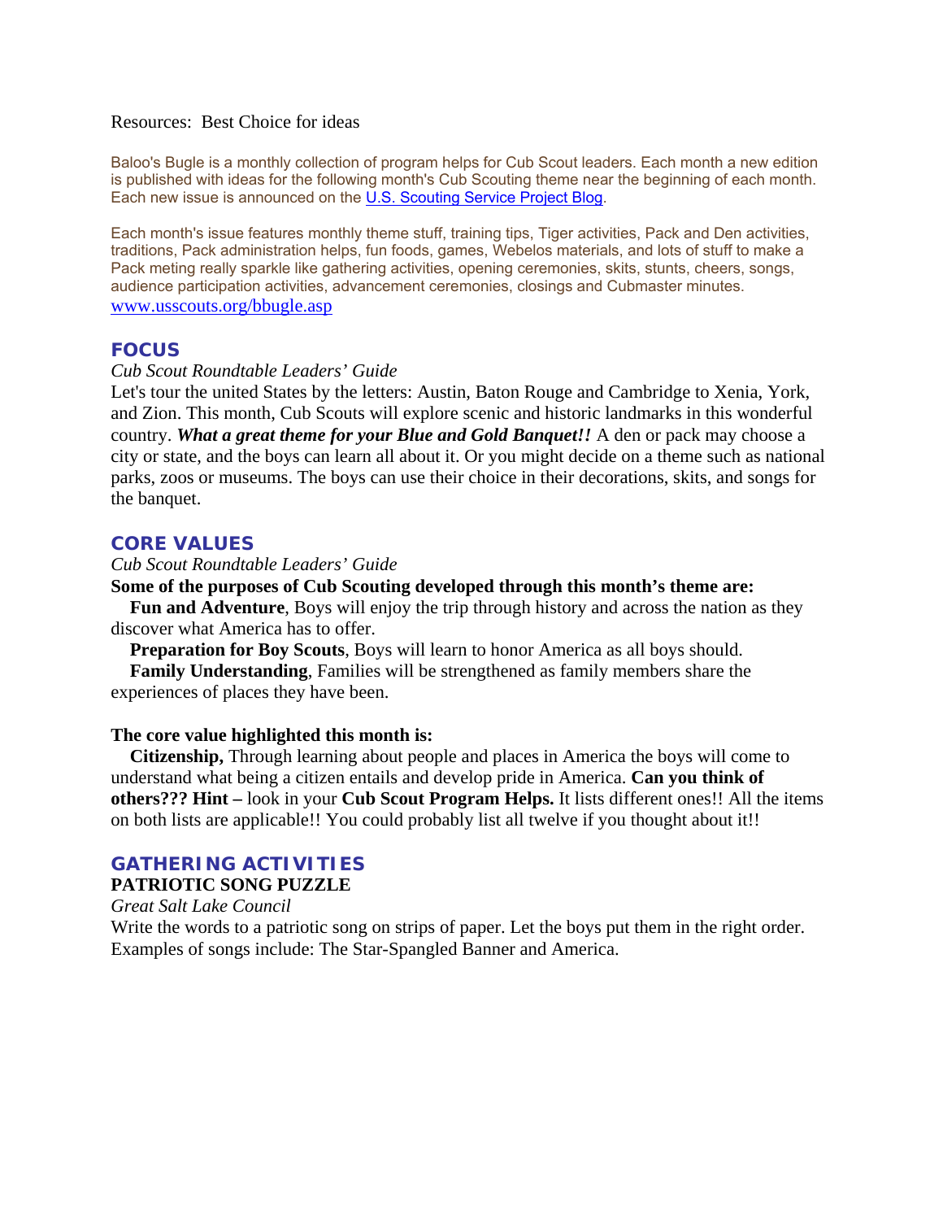Resources: Best Choice for ideas

Baloo's Bugle is a monthly collection of program helps for Cub Scout leaders. Each month a new edition is published with ideas for the following month's Cub Scouting theme near the beginning of each month. Each new issue is announced on the U.S. Scouting Service Project Blog.

Each month's issue features monthly theme stuff, training tips, Tiger activities, Pack and Den activities, traditions, Pack administration helps, fun foods, games, Webelos materials, and lots of stuff to make a Pack meting really sparkle like gathering activities, opening ceremonies, skits, stunts, cheers, songs, audience participation activities, advancement ceremonies, closings and Cubmaster minutes.
www.usscouts.org/bbugle.asp

## FOCUS

*Cub Scout Roundtable Leaders' Guide*

Let's tour the united States by the letters: Austin, Baton Rouge and Cambridge to Xenia, York, and Zion. This month, Cub Scouts will explore scenic and historic landmarks in this wonderful country. ***What a great theme for your Blue and Gold Banquet!!*** A den or pack may choose a city or state, and the boys can learn all about it. Or you might decide on a theme such as national parks, zoos or museums. The boys can use their choice in their decorations, skits, and songs for the banquet.

## CORE VALUES

*Cub Scout Roundtable Leaders' Guide*

**Some of the purposes of Cub Scouting developed through this month's theme are:**

**Fun and Adventure**, Boys will enjoy the trip through history and across the nation as they discover what America has to offer.

**Preparation for Boy Scouts**, Boys will learn to honor America as all boys should.

**Family Understanding**, Families will be strengthened as family members share the experiences of places they have been.

**The core value highlighted this month is:**

**Citizenship,** Through learning about people and places in America the boys will come to understand what being a citizen entails and develop pride in America. **Can you think of others??? Hint –** look in your **Cub Scout Program Helps.** It lists different ones!! All the items on both lists are applicable!! You could probably list all twelve if you thought about it!!

## GATHERING ACTIVITIES

### PATRIOTIC SONG PUZZLE

*Great Salt Lake Council*

Write the words to a patriotic song on strips of paper. Let the boys put them in the right order. Examples of songs include: The Star-Spangled Banner and America.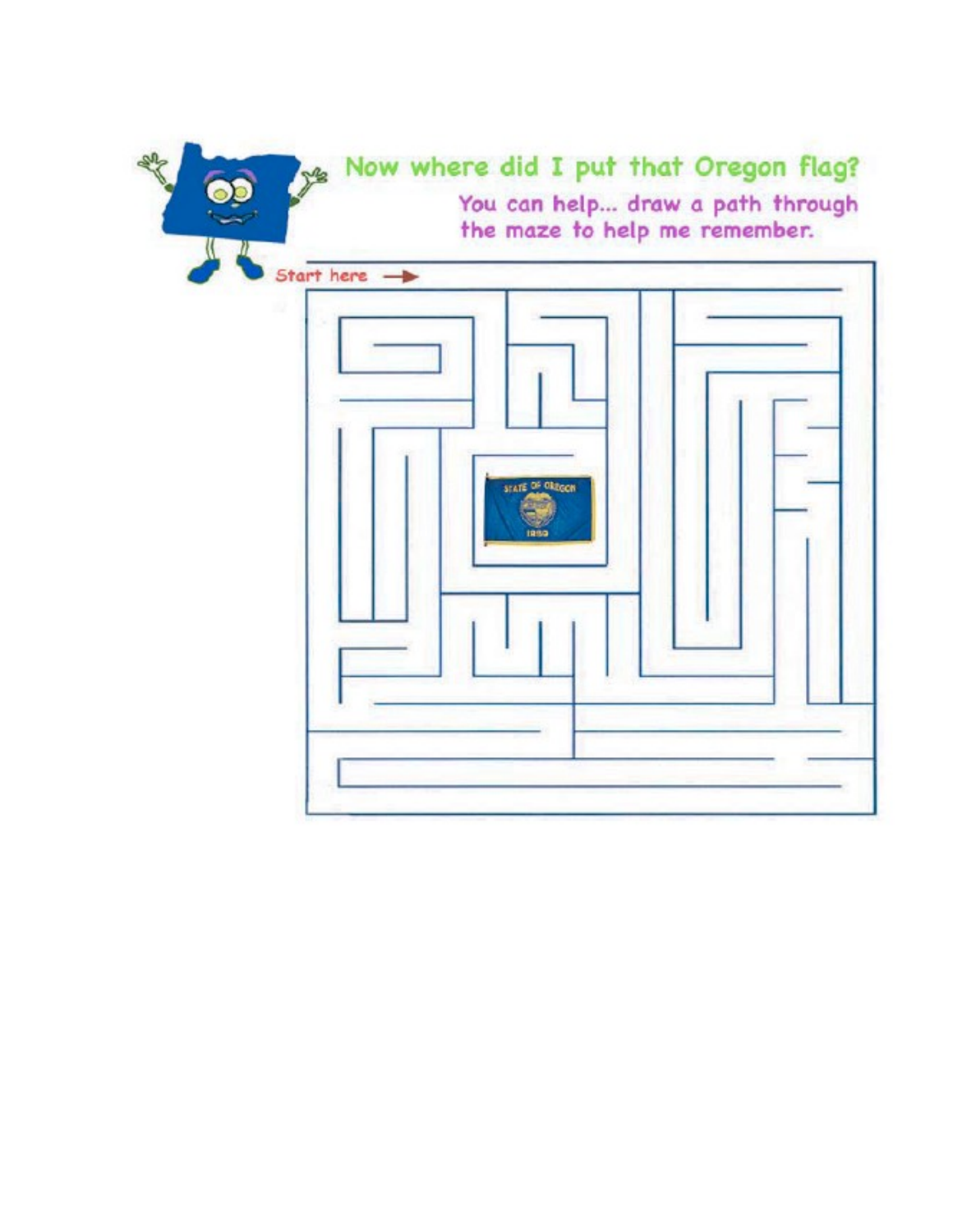## Now where did I put that Oregon flag?

You can help... draw a path through the maze to help me remember.

Start here →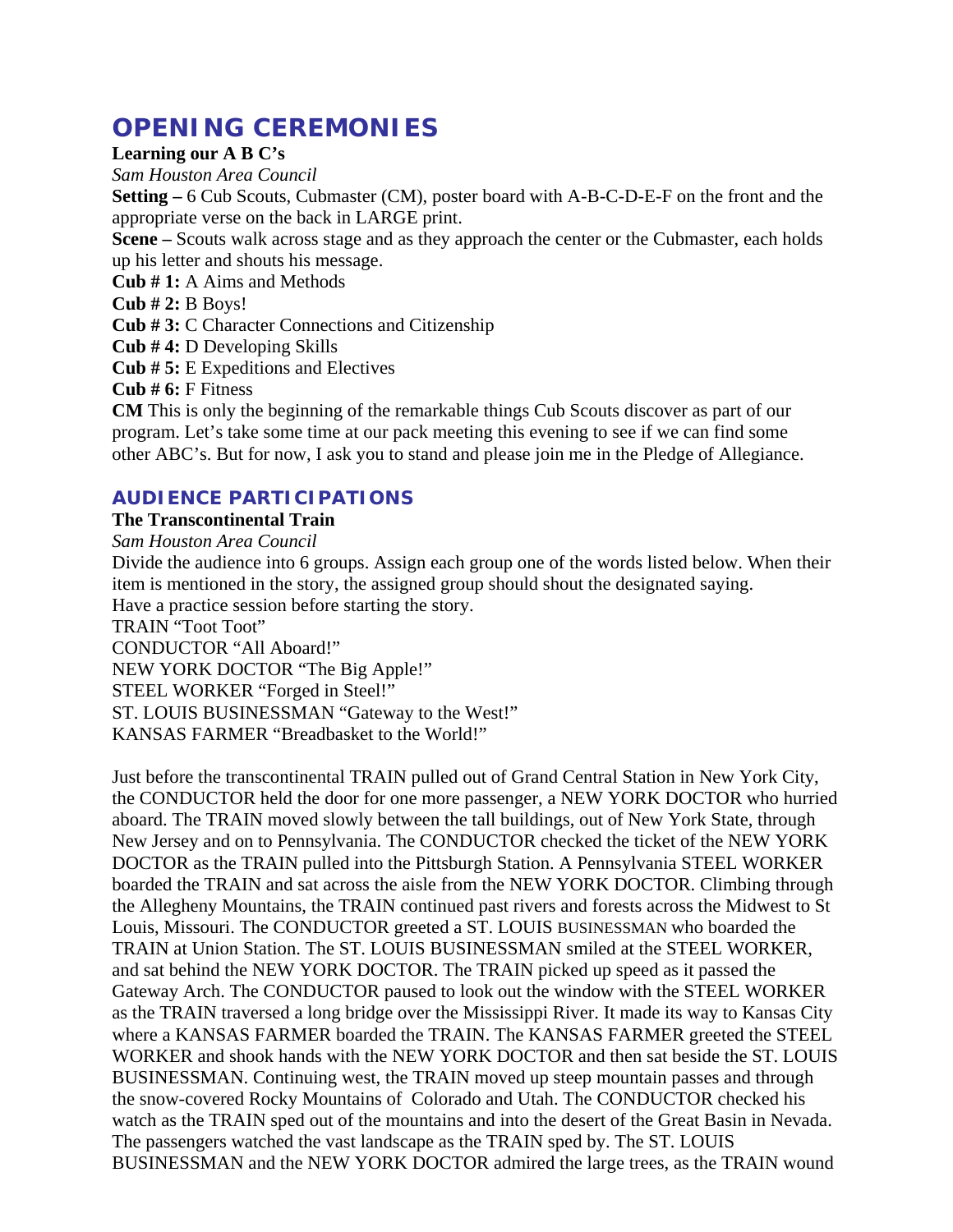# OPENING CEREMONIES

**Learning our A B C's**

*Sam Houston Area Council*

**Setting –** 6 Cub Scouts, Cubmaster (CM), poster board with A-B-C-D-E-F on the front and the appropriate verse on the back in LARGE print.

**Scene –** Scouts walk across stage and as they approach the center or the Cubmaster, each holds up his letter and shouts his message.

**Cub # 1:** A Aims and Methods

**Cub # 2:** B Boys!

**Cub # 3:** C Character Connections and Citizenship

**Cub # 4:** D Developing Skills

**Cub # 5:** E Expeditions and Electives

**Cub # 6:** F Fitness

**CM** This is only the beginning of the remarkable things Cub Scouts discover as part of our program. Let's take some time at our pack meeting this evening to see if we can find some other ABC's. But for now, I ask you to stand and please join me in the Pledge of Allegiance.

## AUDIENCE PARTICIPATIONS

**The Transcontinental Train**

*Sam Houston Area Council*

Divide the audience into 6 groups. Assign each group one of the words listed below. When their item is mentioned in the story, the assigned group should shout the designated saying.

Have a practice session before starting the story.

TRAIN "Toot Toot"

CONDUCTOR "All Aboard!"

NEW YORK DOCTOR "The Big Apple!"

STEEL WORKER "Forged in Steel!"

ST. LOUIS BUSINESSMAN "Gateway to the West!"

KANSAS FARMER "Breadbasket to the World!"

Just before the transcontinental TRAIN pulled out of Grand Central Station in New York City, the CONDUCTOR held the door for one more passenger, a NEW YORK DOCTOR who hurried aboard. The TRAIN moved slowly between the tall buildings, out of New York State, through New Jersey and on to Pennsylvania. The CONDUCTOR checked the ticket of the NEW YORK DOCTOR as the TRAIN pulled into the Pittsburgh Station. A Pennsylvania STEEL WORKER boarded the TRAIN and sat across the aisle from the NEW YORK DOCTOR. Climbing through the Allegheny Mountains, the TRAIN continued past rivers and forests across the Midwest to St Louis, Missouri. The CONDUCTOR greeted a ST. LOUIS BUSINESSMAN who boarded the TRAIN at Union Station. The ST. LOUIS BUSINESSMAN smiled at the STEEL WORKER, and sat behind the NEW YORK DOCTOR. The TRAIN picked up speed as it passed the Gateway Arch. The CONDUCTOR paused to look out the window with the STEEL WORKER as the TRAIN traversed a long bridge over the Mississippi River. It made its way to Kansas City where a KANSAS FARMER boarded the TRAIN. The KANSAS FARMER greeted the STEEL WORKER and shook hands with the NEW YORK DOCTOR and then sat beside the ST. LOUIS BUSINESSMAN. Continuing west, the TRAIN moved up steep mountain passes and through the snow-covered Rocky Mountains of Colorado and Utah. The CONDUCTOR checked his watch as the TRAIN sped out of the mountains and into the desert of the Great Basin in Nevada. The passengers watched the vast landscape as the TRAIN sped by. The ST. LOUIS BUSINESSMAN and the NEW YORK DOCTOR admired the large trees, as the TRAIN wound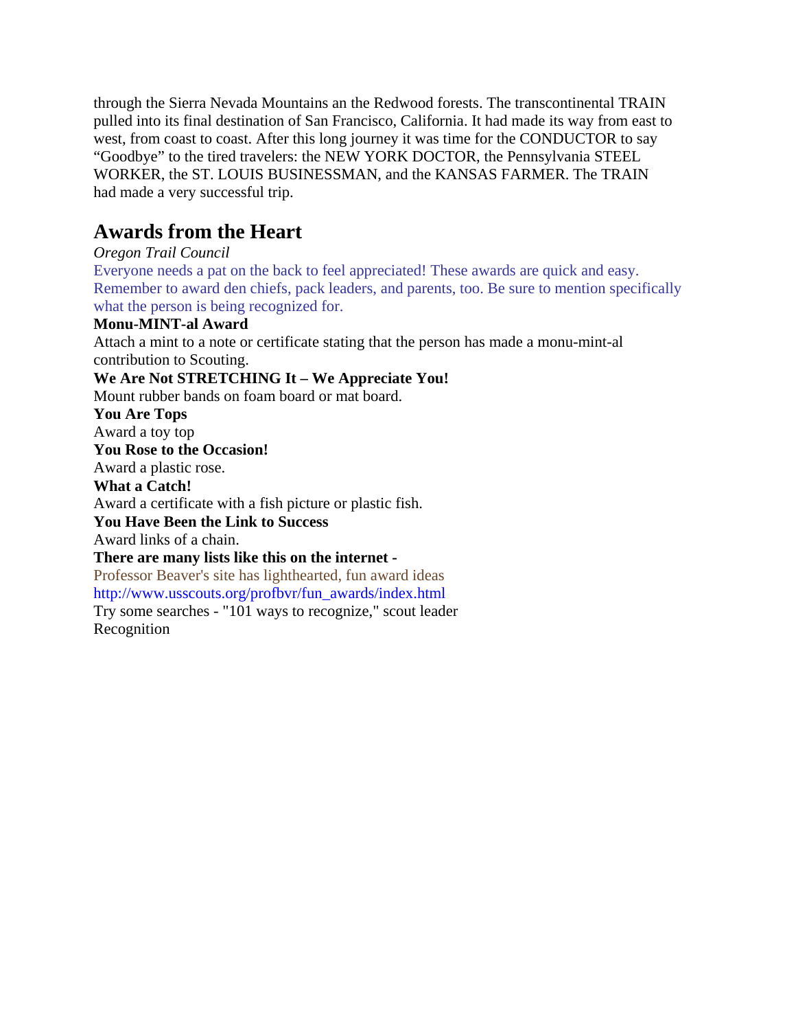through the Sierra Nevada Mountains an the Redwood forests. The transcontinental TRAIN pulled into its final destination of San Francisco, California. It had made its way from east to west, from coast to coast. After this long journey it was time for the CONDUCTOR to say "Goodbye" to the tired travelers: the NEW YORK DOCTOR, the Pennsylvania STEEL WORKER, the ST. LOUIS BUSINESSMAN, and the KANSAS FARMER. The TRAIN had made a very successful trip.

## Awards from the Heart

*Oregon Trail Council*

Everyone needs a pat on the back to feel appreciated! These awards are quick and easy. Remember to award den chiefs, pack leaders, and parents, too. Be sure to mention specifically what the person is being recognized for.

**Monu-MINT-al Award**

Attach a mint to a note or certificate stating that the person has made a monu-mint-al contribution to Scouting.

**We Are Not STRETCHING It – We Appreciate You!**

Mount rubber bands on foam board or mat board.

**You Are Tops**

Award a toy top

**You Rose to the Occasion!**

Award a plastic rose.

**What a Catch!**

Award a certificate with a fish picture or plastic fish.

**You Have Been the Link to Success**

Award links of a chain.

**There are many lists like this on the internet -**

Professor Beaver's site has lighthearted, fun award ideas
http://www.usscouts.org/profbvr/fun_awards/index.html

Try some searches - "101 ways to recognize," scout leader Recognition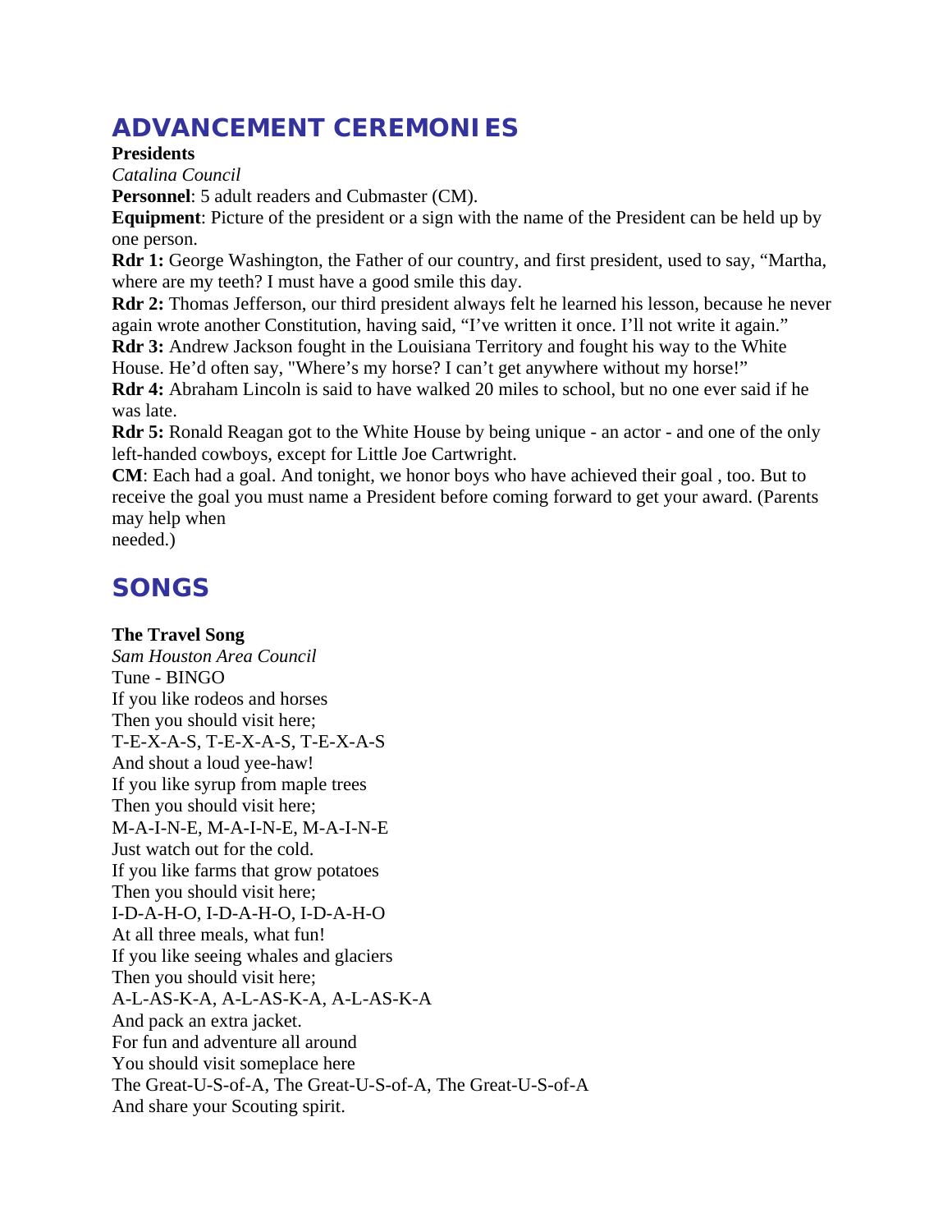# ADVANCEMENT CEREMONIES

**Presidents**

*Catalina Council*

**Personnel**: 5 adult readers and Cubmaster (CM).

**Equipment**: Picture of the president or a sign with the name of the President can be held up by one person.

**Rdr 1:** George Washington, the Father of our country, and first president, used to say, "Martha, where are my teeth? I must have a good smile this day.

**Rdr 2:** Thomas Jefferson, our third president always felt he learned his lesson, because he never again wrote another Constitution, having said, "I've written it once. I'll not write it again."

**Rdr 3:** Andrew Jackson fought in the Louisiana Territory and fought his way to the White House. He'd often say, "Where's my horse? I can't get anywhere without my horse!"

**Rdr 4:** Abraham Lincoln is said to have walked 20 miles to school, but no one ever said if he was late.

**Rdr 5:** Ronald Reagan got to the White House by being unique - an actor - and one of the only left-handed cowboys, except for Little Joe Cartwright.

**CM**: Each had a goal. And tonight, we honor boys who have achieved their goal , too. But to receive the goal you must name a President before coming forward to get your award. (Parents may help when needed.)

# SONGS

**The Travel Song**

*Sam Houston Area Council*

Tune - BINGO

If you like rodeos and horses
Then you should visit here;
T-E-X-A-S, T-E-X-A-S, T-E-X-A-S
And shout a loud yee-haw!
If you like syrup from maple trees
Then you should visit here;
M-A-I-N-E, M-A-I-N-E, M-A-I-N-E
Just watch out for the cold.
If you like farms that grow potatoes
Then you should visit here;
I-D-A-H-O, I-D-A-H-O, I-D-A-H-O
At all three meals, what fun!
If you like seeing whales and glaciers
Then you should visit here;
A-L-AS-K-A, A-L-AS-K-A, A-L-AS-K-A
And pack an extra jacket.
For fun and adventure all around
You should visit someplace here
The Great-U-S-of-A, The Great-U-S-of-A, The Great-U-S-of-A
And share your Scouting spirit.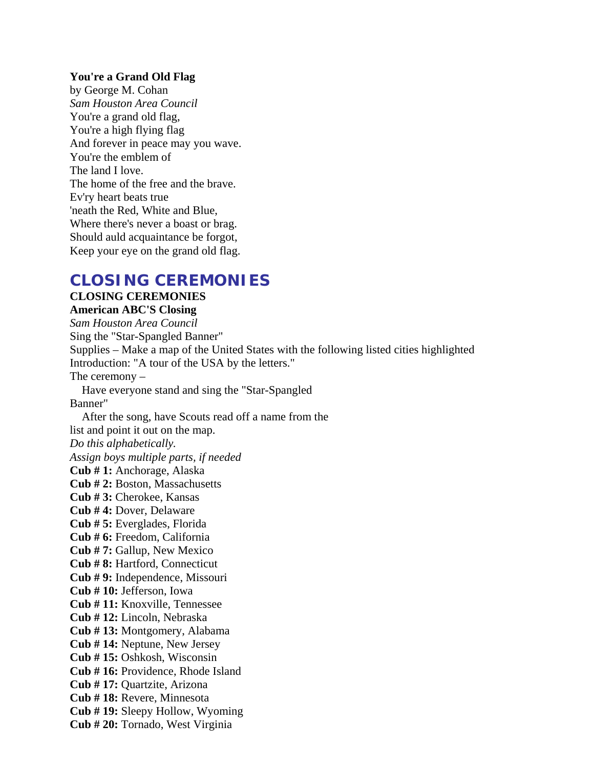**You're a Grand Old Flag**

by George M. Cohan

*Sam Houston Area Council*

You're a grand old flag,
You're a high flying flag
And forever in peace may you wave.
You're the emblem of
The land I love.
The home of the free and the brave.
Ev'ry heart beats true
'neath the Red, White and Blue,
Where there's never a boast or brag.
Should auld acquaintance be forgot,
Keep your eye on the grand old flag.

## CLOSING CEREMONIES

**CLOSING CEREMONIES**

**American ABC'S Closing**

*Sam Houston Area Council*

Sing the "Star-Spangled Banner"

Supplies – Make a map of the United States with the following listed cities highlighted

Introduction: "A tour of the USA by the letters."

The ceremony –

Have everyone stand and sing the "Star-Spangled Banner"

After the song, have Scouts read off a name from the list and point it out on the map.

*Do this alphabetically.*

*Assign boys multiple parts, if needed*

**Cub # 1:** Anchorage, Alaska
**Cub # 2:** Boston, Massachusetts
**Cub # 3:** Cherokee, Kansas
**Cub # 4:** Dover, Delaware
**Cub # 5:** Everglades, Florida
**Cub # 6:** Freedom, California
**Cub # 7:** Gallup, New Mexico
**Cub # 8:** Hartford, Connecticut
**Cub # 9:** Independence, Missouri
**Cub # 10:** Jefferson, Iowa
**Cub # 11:** Knoxville, Tennessee
**Cub # 12:** Lincoln, Nebraska
**Cub # 13:** Montgomery, Alabama
**Cub # 14:** Neptune, New Jersey
**Cub # 15:** Oshkosh, Wisconsin
**Cub # 16:** Providence, Rhode Island
**Cub # 17:** Quartzite, Arizona
**Cub # 18:** Revere, Minnesota
**Cub # 19:** Sleepy Hollow, Wyoming
**Cub # 20:** Tornado, West Virginia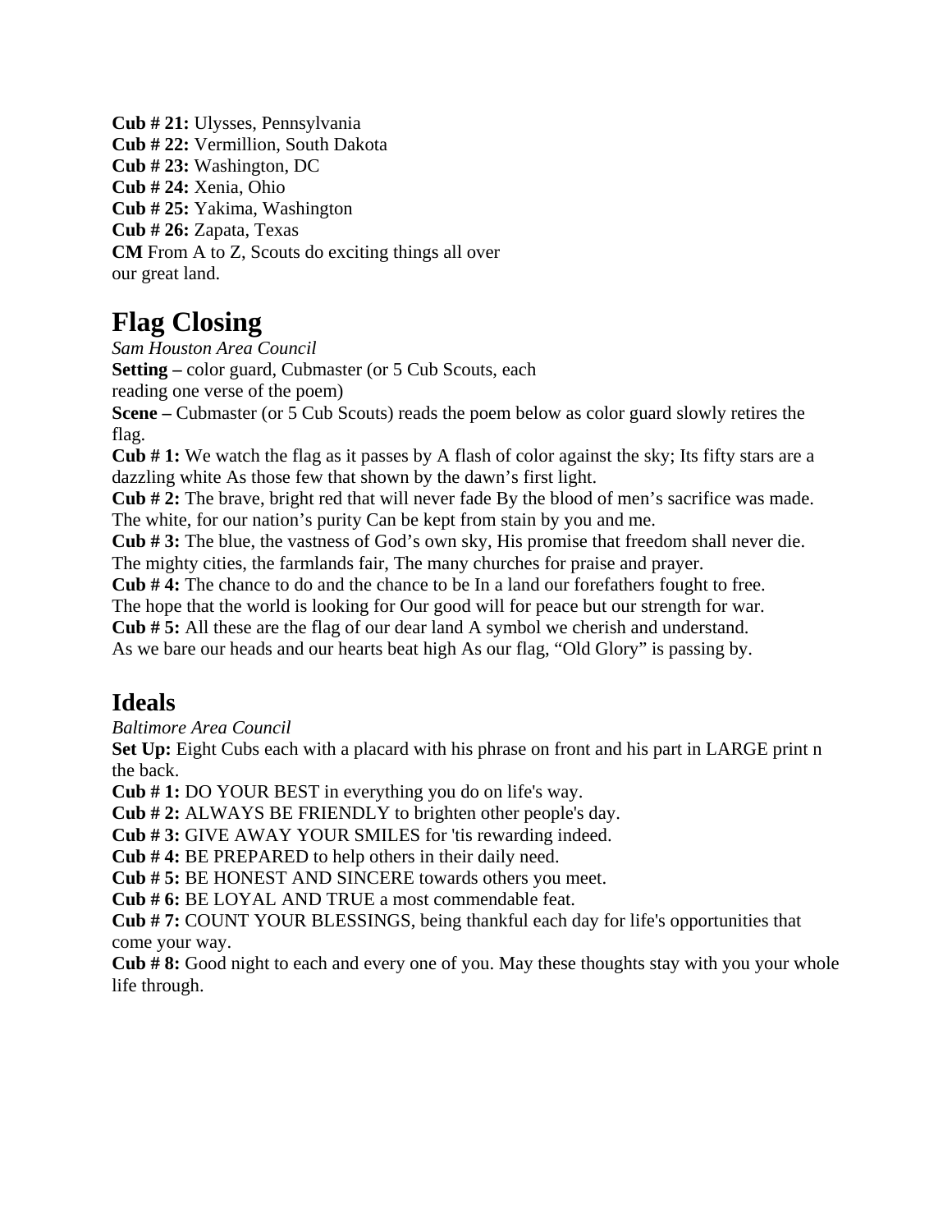**Cub # 21:** Ulysses, Pennsylvania
**Cub # 22:** Vermillion, South Dakota
**Cub # 23:** Washington, DC
**Cub # 24:** Xenia, Ohio
**Cub # 25:** Yakima, Washington
**Cub # 26:** Zapata, Texas
**CM** From A to Z, Scouts do exciting things all over our great land.

## Flag Closing

*Sam Houston Area Council*

**Setting –** color guard, Cubmaster (or 5 Cub Scouts, each reading one verse of the poem)

**Scene –** Cubmaster (or 5 Cub Scouts) reads the poem below as color guard slowly retires the flag.

**Cub # 1:** We watch the flag as it passes by A flash of color against the sky; Its fifty stars are a dazzling white As those few that shown by the dawn's first light.

**Cub # 2:** The brave, bright red that will never fade By the blood of men's sacrifice was made. The white, for our nation's purity Can be kept from stain by you and me.

**Cub # 3:** The blue, the vastness of God's own sky, His promise that freedom shall never die. The mighty cities, the farmlands fair, The many churches for praise and prayer.

**Cub # 4:** The chance to do and the chance to be In a land our forefathers fought to free. The hope that the world is looking for Our good will for peace but our strength for war.

**Cub # 5:** All these are the flag of our dear land A symbol we cherish and understand. As we bare our heads and our hearts beat high As our flag, "Old Glory" is passing by.

## Ideals

*Baltimore Area Council*

**Set Up:** Eight Cubs each with a placard with his phrase on front and his part in LARGE print n the back.

**Cub # 1:** DO YOUR BEST in everything you do on life's way.
**Cub # 2:** ALWAYS BE FRIENDLY to brighten other people's day.
**Cub # 3:** GIVE AWAY YOUR SMILES for 'tis rewarding indeed.
**Cub # 4:** BE PREPARED to help others in their daily need.
**Cub # 5:** BE HONEST AND SINCERE towards others you meet.
**Cub # 6:** BE LOYAL AND TRUE a most commendable feat.
**Cub # 7:** COUNT YOUR BLESSINGS, being thankful each day for life's opportunities that come your way.
**Cub # 8:** Good night to each and every one of you. May these thoughts stay with you your whole life through.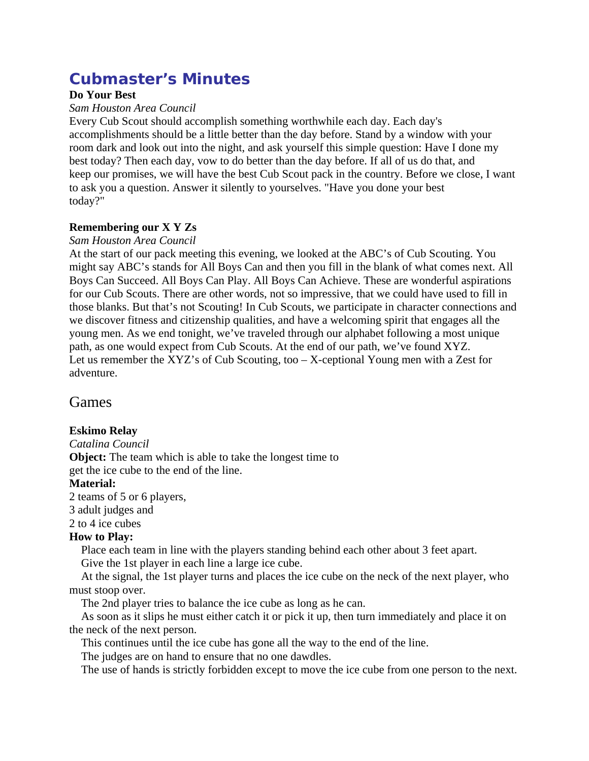# Cubmaster's Minutes

**Do Your Best**

*Sam Houston Area Council*

Every Cub Scout should accomplish something worthwhile each day. Each day's accomplishments should be a little better than the day before. Stand by a window with your room dark and look out into the night, and ask yourself this simple question: Have I done my best today? Then each day, vow to do better than the day before. If all of us do that, and keep our promises, we will have the best Cub Scout pack in the country. Before we close, I want to ask you a question. Answer it silently to yourselves. "Have you done your best today?"

**Remembering our X Y Zs**

*Sam Houston Area Council*

At the start of our pack meeting this evening, we looked at the ABC's of Cub Scouting. You might say ABC's stands for All Boys Can and then you fill in the blank of what comes next. All Boys Can Succeed. All Boys Can Play. All Boys Can Achieve. These are wonderful aspirations for our Cub Scouts. There are other words, not so impressive, that we could have used to fill in those blanks. But that's not Scouting! In Cub Scouts, we participate in character connections and we discover fitness and citizenship qualities, and have a welcoming spirit that engages all the young men. As we end tonight, we've traveled through our alphabet following a most unique path, as one would expect from Cub Scouts. At the end of our path, we've found XYZ. Let us remember the XYZ's of Cub Scouting, too – X-ceptional Young men with a Zest for adventure.

## Games

**Eskimo Relay**

*Catalina Council*

**Object:** The team which is able to take the longest time to get the ice cube to the end of the line.

**Material:**

2 teams of 5 or 6 players,
3 adult judges and
2 to 4 ice cubes

**How to Play:**

Place each team in line with the players standing behind each other about 3 feet apart.

Give the 1st player in each line a large ice cube.

At the signal, the 1st player turns and places the ice cube on the neck of the next player, who must stoop over.

The 2nd player tries to balance the ice cube as long as he can.

As soon as it slips he must either catch it or pick it up, then turn immediately and place it on the neck of the next person.

This continues until the ice cube has gone all the way to the end of the line.

The judges are on hand to ensure that no one dawdles.

The use of hands is strictly forbidden except to move the ice cube from one person to the next.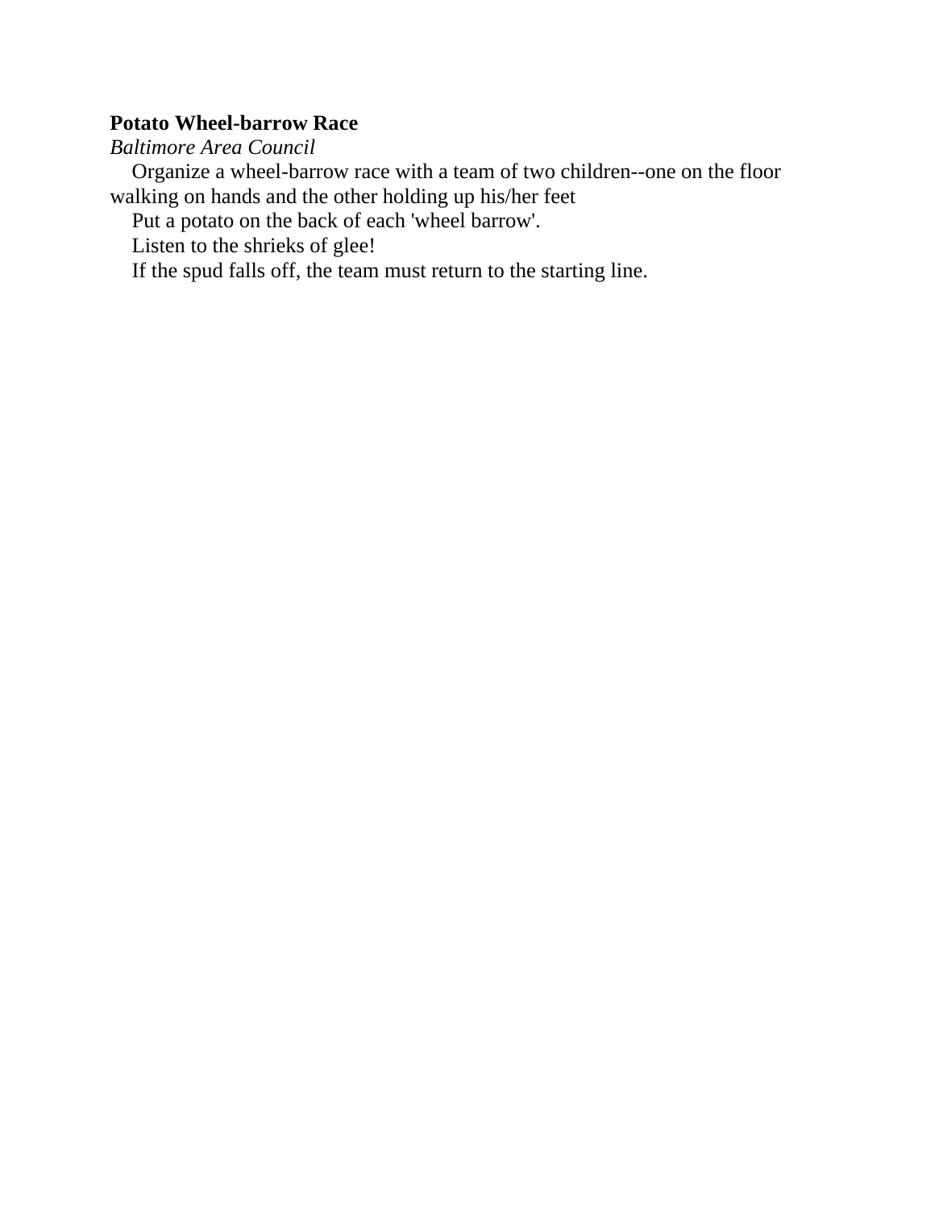**Potato Wheel-barrow Race**

*Baltimore Area Council*

Organize a wheel-barrow race with a team of two children--one on the floor walking on hands and the other holding up his/her feet

Put a potato on the back of each 'wheel barrow'.

Listen to the shrieks of glee!

If the spud falls off, the team must return to the starting line.